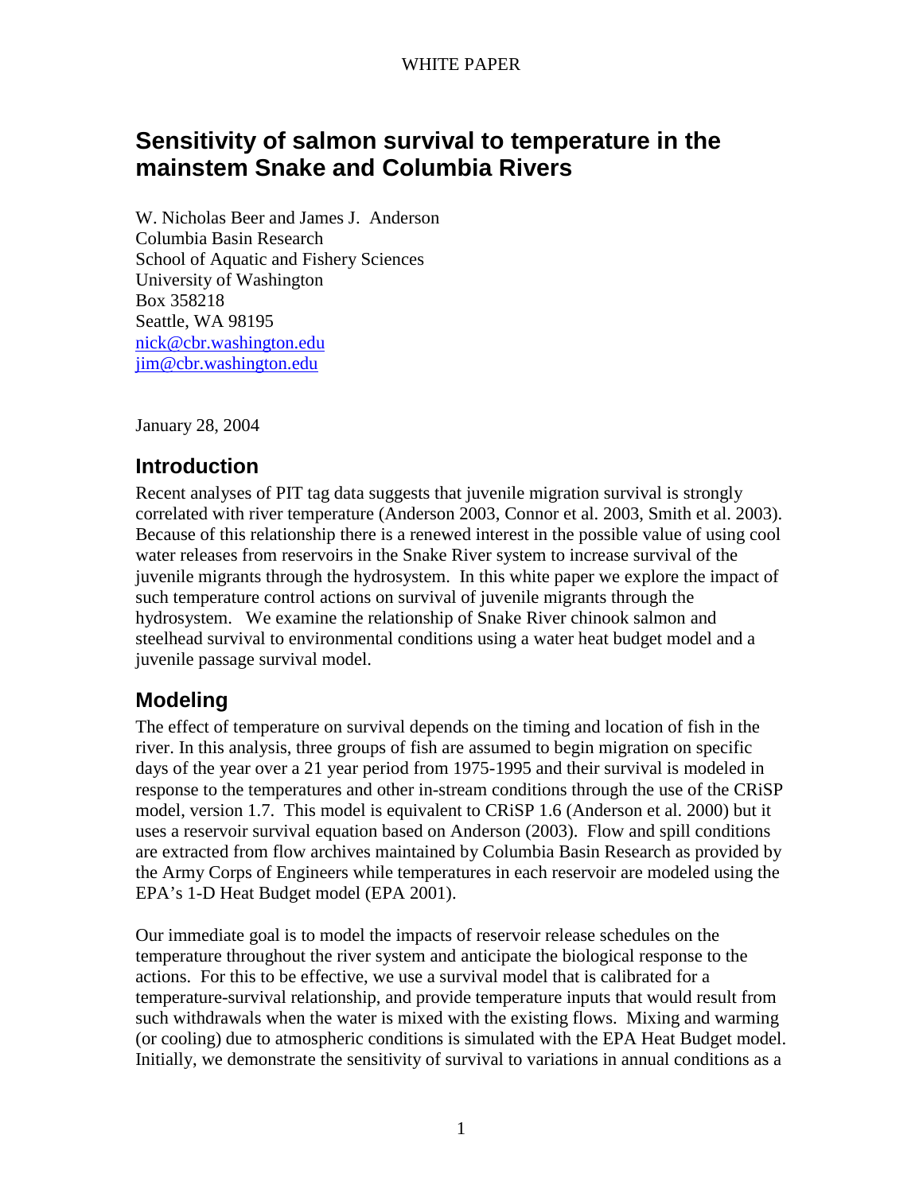WHITE PAPER

# Sensitivity of salmon survival to temperature in the mainstem Snake and Columbia Rivers

W. Nicholas Beer and James J. Anderson
Columbia Basin Research
School of Aquatic and Fishery Sciences
University of Washington
Box 358218
Seattle, WA 98195
nick@cbr.washington.edu
jim@cbr.washington.edu

January 28, 2004

## Introduction

Recent analyses of PIT tag data suggests that juvenile migration survival is strongly correlated with river temperature (Anderson 2003, Connor et al. 2003, Smith et al. 2003). Because of this relationship there is a renewed interest in the possible value of using cool water releases from reservoirs in the Snake River system to increase survival of the juvenile migrants through the hydrosystem. In this white paper we explore the impact of such temperature control actions on survival of juvenile migrants through the hydrosystem. We examine the relationship of Snake River chinook salmon and steelhead survival to environmental conditions using a water heat budget model and a juvenile passage survival model.

## Modeling

The effect of temperature on survival depends on the timing and location of fish in the river. In this analysis, three groups of fish are assumed to begin migration on specific days of the year over a 21 year period from 1975-1995 and their survival is modeled in response to the temperatures and other in-stream conditions through the use of the CRiSP model, version 1.7. This model is equivalent to CRiSP 1.6 (Anderson et al. 2000) but it uses a reservoir survival equation based on Anderson (2003). Flow and spill conditions are extracted from flow archives maintained by Columbia Basin Research as provided by the Army Corps of Engineers while temperatures in each reservoir are modeled using the EPA's 1-D Heat Budget model (EPA 2001).

Our immediate goal is to model the impacts of reservoir release schedules on the temperature throughout the river system and anticipate the biological response to the actions. For this to be effective, we use a survival model that is calibrated for a temperature-survival relationship, and provide temperature inputs that would result from such withdrawals when the water is mixed with the existing flows. Mixing and warming (or cooling) due to atmospheric conditions is simulated with the EPA Heat Budget model. Initially, we demonstrate the sensitivity of survival to variations in annual conditions as a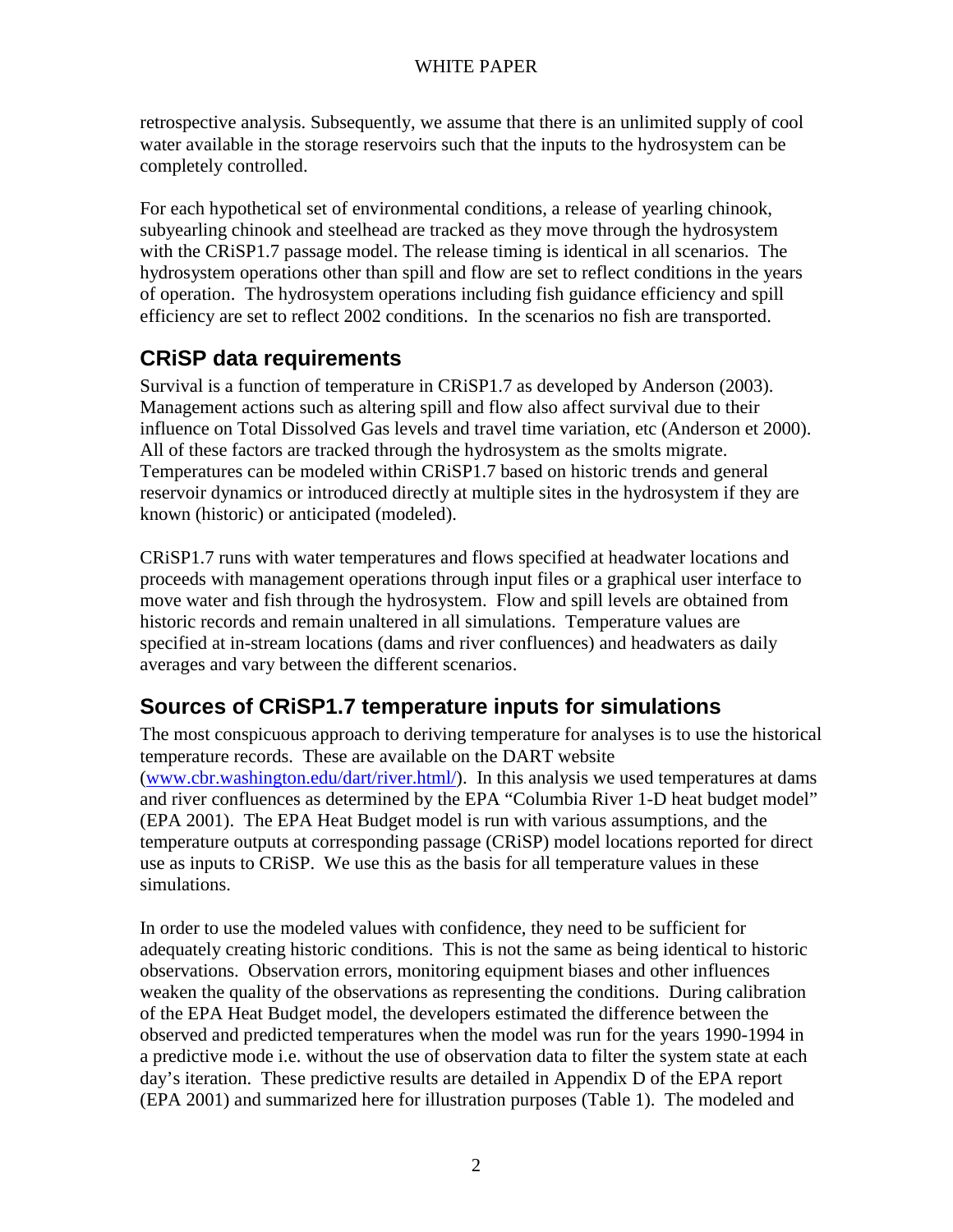retrospective analysis. Subsequently, we assume that there is an unlimited supply of cool water available in the storage reservoirs such that the inputs to the hydrosystem can be completely controlled.

For each hypothetical set of environmental conditions, a release of yearling chinook, subyearling chinook and steelhead are tracked as they move through the hydrosystem with the CRiSP1.7 passage model. The release timing is identical in all scenarios. The hydrosystem operations other than spill and flow are set to reflect conditions in the years of operation. The hydrosystem operations including fish guidance efficiency and spill efficiency are set to reflect 2002 conditions. In the scenarios no fish are transported.

## CRiSP data requirements

Survival is a function of temperature in CRiSP1.7 as developed by Anderson (2003). Management actions such as altering spill and flow also affect survival due to their influence on Total Dissolved Gas levels and travel time variation, etc (Anderson et 2000). All of these factors are tracked through the hydrosystem as the smolts migrate. Temperatures can be modeled within CRiSP1.7 based on historic trends and general reservoir dynamics or introduced directly at multiple sites in the hydrosystem if they are known (historic) or anticipated (modeled).

CRiSP1.7 runs with water temperatures and flows specified at headwater locations and proceeds with management operations through input files or a graphical user interface to move water and fish through the hydrosystem. Flow and spill levels are obtained from historic records and remain unaltered in all simulations. Temperature values are specified at in-stream locations (dams and river confluences) and headwaters as daily averages and vary between the different scenarios.

## Sources of CRiSP1.7 temperature inputs for simulations

The most conspicuous approach to deriving temperature for analyses is to use the historical temperature records. These are available on the DART website (www.cbr.washington.edu/dart/river.html/). In this analysis we used temperatures at dams and river confluences as determined by the EPA "Columbia River 1-D heat budget model" (EPA 2001). The EPA Heat Budget model is run with various assumptions, and the temperature outputs at corresponding passage (CRiSP) model locations reported for direct use as inputs to CRiSP. We use this as the basis for all temperature values in these simulations.

In order to use the modeled values with confidence, they need to be sufficient for adequately creating historic conditions. This is not the same as being identical to historic observations. Observation errors, monitoring equipment biases and other influences weaken the quality of the observations as representing the conditions. During calibration of the EPA Heat Budget model, the developers estimated the difference between the observed and predicted temperatures when the model was run for the years 1990-1994 in a predictive mode i.e. without the use of observation data to filter the system state at each day's iteration. These predictive results are detailed in Appendix D of the EPA report (EPA 2001) and summarized here for illustration purposes (Table 1). The modeled and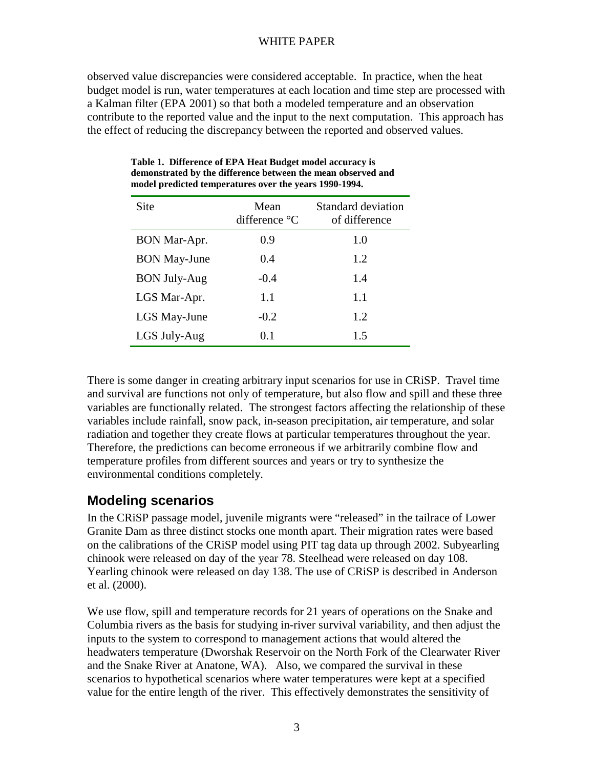observed value discrepancies were considered acceptable. In practice, when the heat budget model is run, water temperatures at each location and time step are processed with a Kalman filter (EPA 2001) so that both a modeled temperature and an observation contribute to the reported value and the input to the next computation. This approach has the effect of reducing the discrepancy between the reported and observed values.

**Table 1. Difference of EPA Heat Budget model accuracy is demonstrated by the difference between the mean observed and model predicted temperatures over the years 1990-1994.**

| Site | Mean difference °C | Standard deviation of difference |
|---|---|---|
| BON Mar-Apr. | 0.9 | 1.0 |
| BON May-June | 0.4 | 1.2 |
| BON July-Aug | -0.4 | 1.4 |
| LGS Mar-Apr. | 1.1 | 1.1 |
| LGS May-June | -0.2 | 1.2 |
| LGS July-Aug | 0.1 | 1.5 |

There is some danger in creating arbitrary input scenarios for use in CRiSP. Travel time and survival are functions not only of temperature, but also flow and spill and these three variables are functionally related. The strongest factors affecting the relationship of these variables include rainfall, snow pack, in-season precipitation, air temperature, and solar radiation and together they create flows at particular temperatures throughout the year. Therefore, the predictions can become erroneous if we arbitrarily combine flow and temperature profiles from different sources and years or try to synthesize the environmental conditions completely.

## Modeling scenarios

In the CRiSP passage model, juvenile migrants were "released" in the tailrace of Lower Granite Dam as three distinct stocks one month apart. Their migration rates were based on the calibrations of the CRiSP model using PIT tag data up through 2002. Subyearling chinook were released on day of the year 78. Steelhead were released on day 108. Yearling chinook were released on day 138. The use of CRiSP is described in Anderson et al. (2000).

We use flow, spill and temperature records for 21 years of operations on the Snake and Columbia rivers as the basis for studying in-river survival variability, and then adjust the inputs to the system to correspond to management actions that would altered the headwaters temperature (Dworshak Reservoir on the North Fork of the Clearwater River and the Snake River at Anatone, WA). Also, we compared the survival in these scenarios to hypothetical scenarios where water temperatures were kept at a specified value for the entire length of the river. This effectively demonstrates the sensitivity of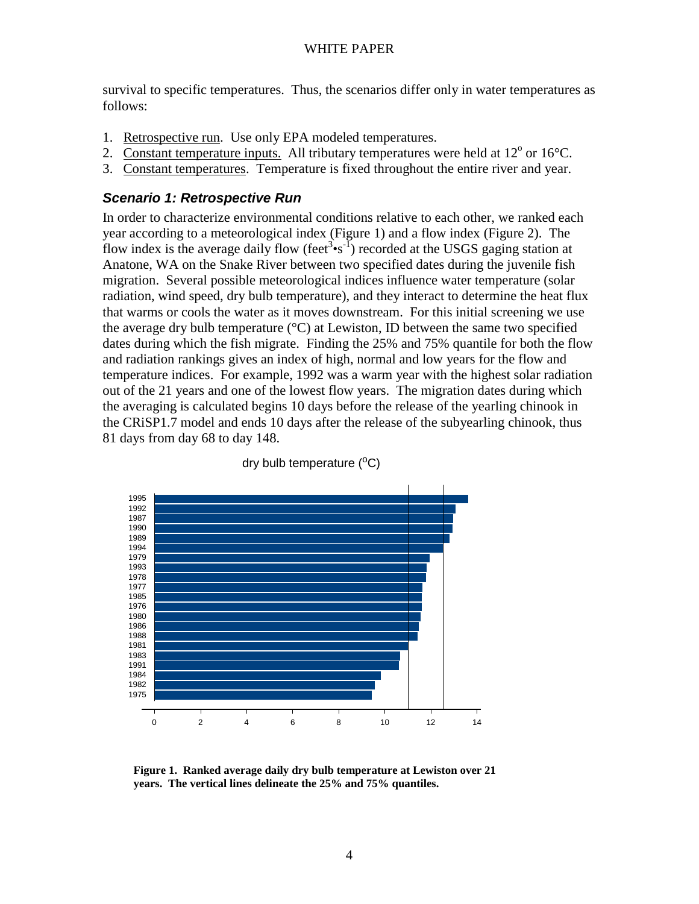survival to specific temperatures. Thus, the scenarios differ only in water temperatures as follows:

1. Retrospective run. Use only EPA modeled temperatures.
2. Constant temperature inputs. All tributary temperatures were held at $12^{o}$ or 16°C.
3. Constant temperatures. Temperature is fixed throughout the entire river and year.

### *Scenario 1: Retrospective Run*

In order to characterize environmental conditions relative to each other, we ranked each year according to a meteorological index (Figure 1) and a flow index (Figure 2). The flow index is the average daily flow ($feet^3 \cdot s^{-1}$) recorded at the USGS gaging station at Anatone, WA on the Snake River between two specified dates during the juvenile fish migration. Several possible meteorological indices influence water temperature (solar radiation, wind speed, dry bulb temperature), and they interact to determine the heat flux that warms or cools the water as it moves downstream. For this initial screening we use the average dry bulb temperature (°C) at Lewiston, ID between the same two specified dates during which the fish migrate. Finding the 25% and 75% quantile for both the flow and radiation rankings gives an index of high, normal and low years for the flow and temperature indices. For example, 1992 was a warm year with the highest solar radiation out of the 21 years and one of the lowest flow years. The migration dates during which the averaging is calculated begins 10 days before the release of the yearling chinook in the CRiSP1.7 model and ends 10 days after the release of the subyearling chinook, thus 81 days from day 68 to day 148.

dry bulb temperature ($^{o}$C)

| Year | dry bulb temperature (°C) (approx.) |
|---|---|
| 1995 | 13.6 |
| 1992 | 13.1 |
| 1987 | 13.0 |
| 1990 | 12.9 |
| 1989 | 12.8 |
| 1994 | 12.5 |
| 1979 | 11.9 |
| 1993 | 11.8 |
| 1978 | 11.8 |
| 1977 | 11.6 |
| 1985 | 11.6 |
| 1976 | 11.6 |
| 1980 | 11.5 |
| 1986 | 11.5 |
| 1988 | 11.4 |
| 1981 | 11.0 |
| 1983 | 10.7 |
| 1991 | 10.6 |
| 1984 | 9.8 |
| 1982 | 9.6 |
| 1975 | 9.4 |

**Figure 1. Ranked average daily dry bulb temperature at Lewiston over 21 years. The vertical lines delineate the 25% and 75% quantiles.**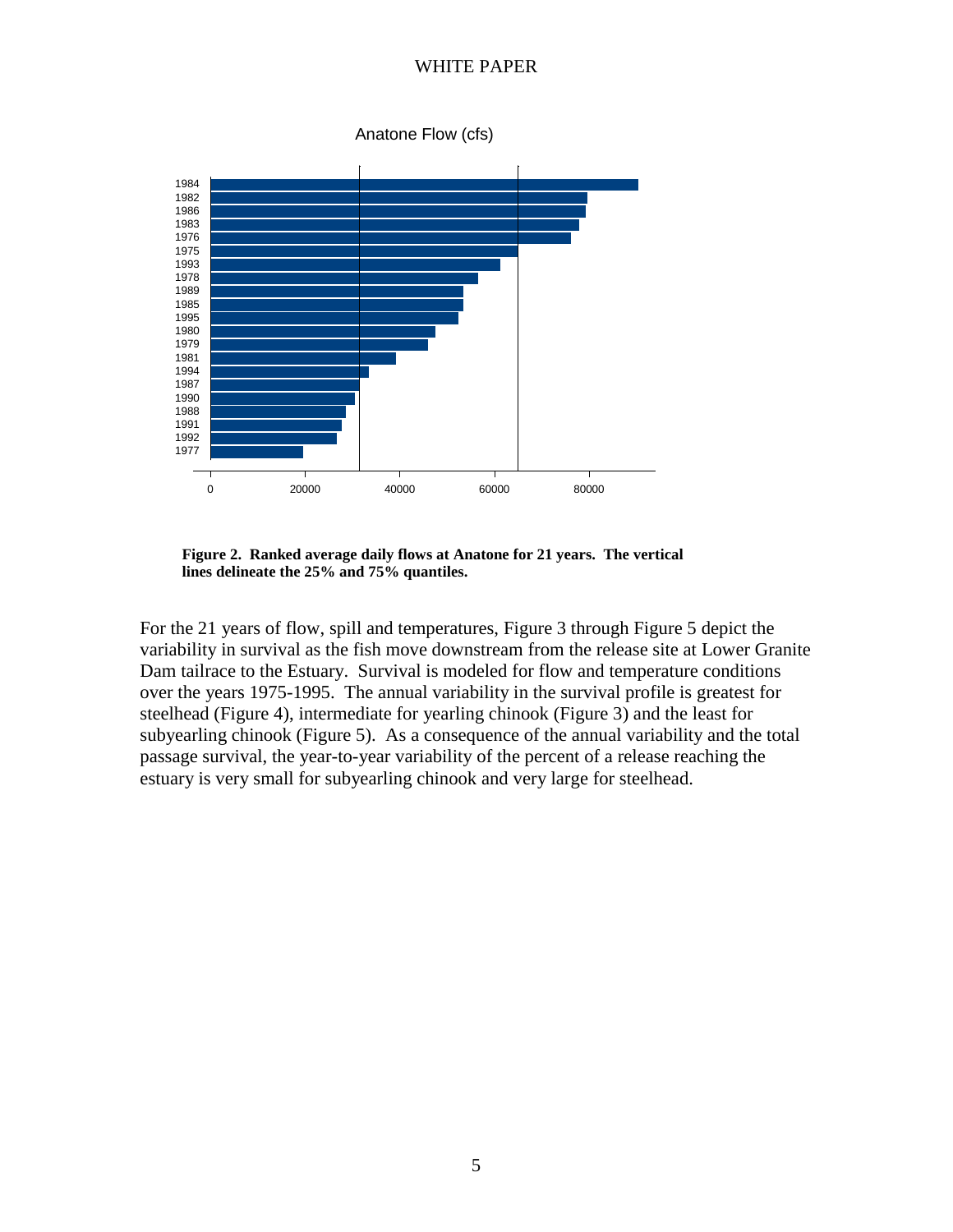Anatone Flow (cfs)

**Figure 2. Ranked average daily flows at Anatone for 21 years. The vertical lines delineate the 25% and 75% quantiles.**

For the 21 years of flow, spill and temperatures, Figure 3 through Figure 5 depict the variability in survival as the fish move downstream from the release site at Lower Granite Dam tailrace to the Estuary. Survival is modeled for flow and temperature conditions over the years 1975-1995. The annual variability in the survival profile is greatest for steelhead (Figure 4), intermediate for yearling chinook (Figure 3) and the least for subyearling chinook (Figure 5). As a consequence of the annual variability and the total passage survival, the year-to-year variability of the percent of a release reaching the estuary is very small for subyearling chinook and very large for steelhead.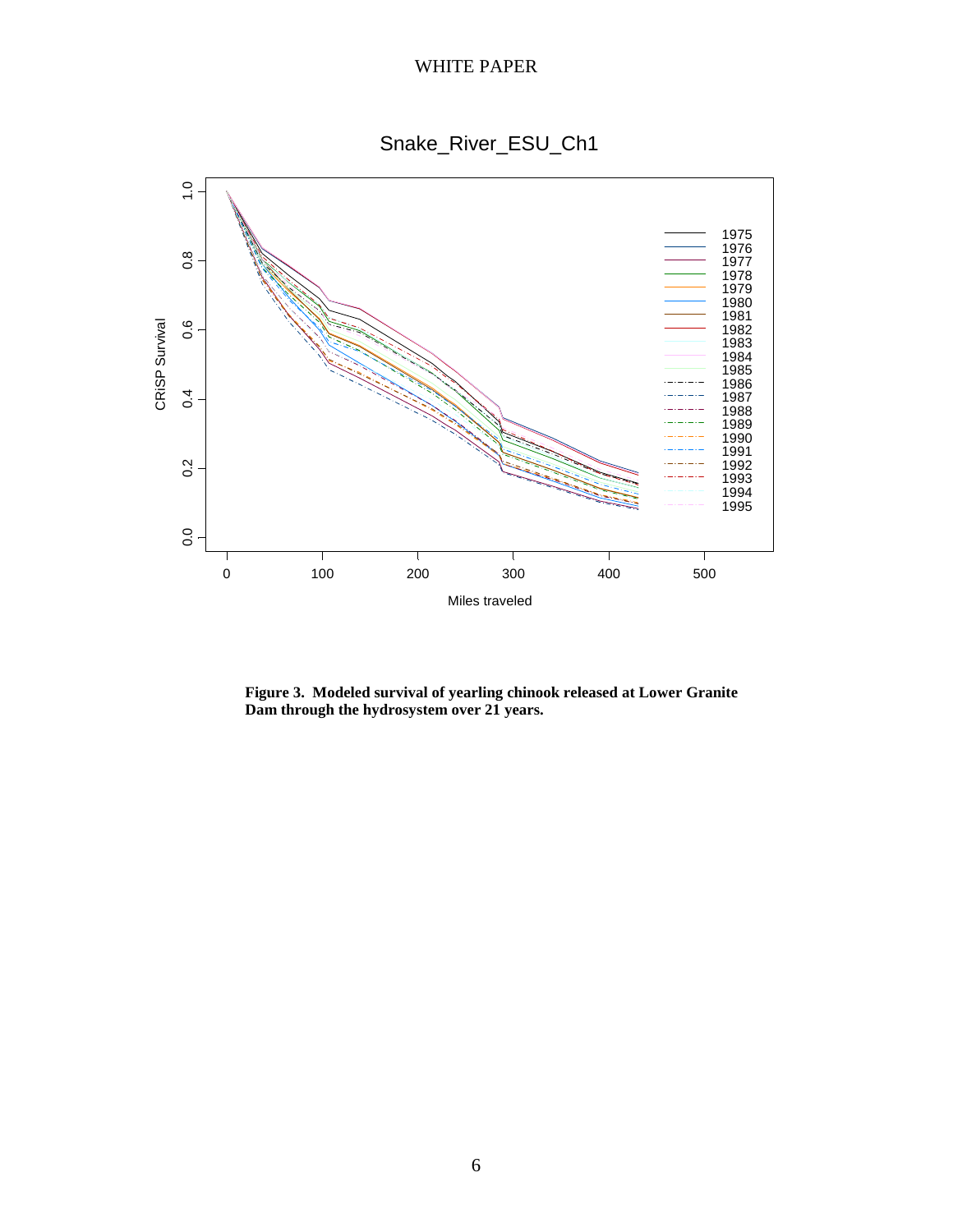**Figure 3. Modeled survival of yearling chinook released at Lower Granite Dam through the hydrosystem over 21 years.**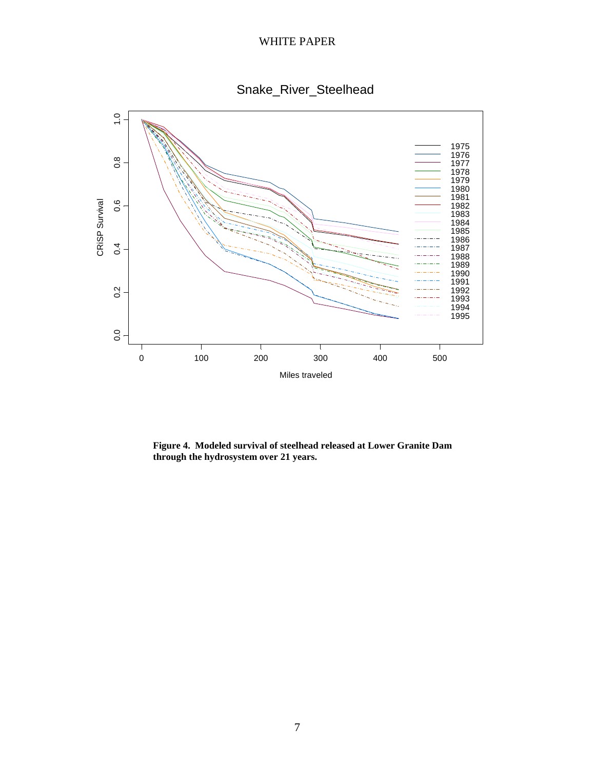**Figure 4. Modeled survival of steelhead released at Lower Granite Dam through the hydrosystem over 21 years.**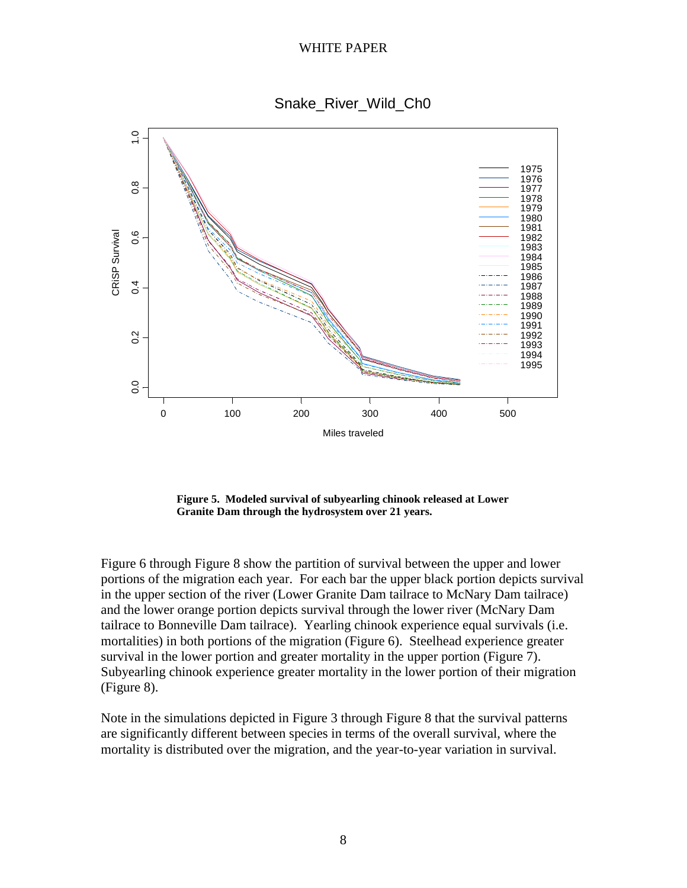**Figure 5. Modeled survival of subyearling chinook released at Lower Granite Dam through the hydrosystem over 21 years.**

Figure 6 through Figure 8 show the partition of survival between the upper and lower portions of the migration each year. For each bar the upper black portion depicts survival in the upper section of the river (Lower Granite Dam tailrace to McNary Dam tailrace) and the lower orange portion depicts survival through the lower river (McNary Dam tailrace to Bonneville Dam tailrace). Yearling chinook experience equal survivals (i.e. mortalities) in both portions of the migration (Figure 6). Steelhead experience greater survival in the lower portion and greater mortality in the upper portion (Figure 7). Subyearling chinook experience greater mortality in the lower portion of their migration (Figure 8).

Note in the simulations depicted in Figure 3 through Figure 8 that the survival patterns are significantly different between species in terms of the overall survival, where the mortality is distributed over the migration, and the year-to-year variation in survival.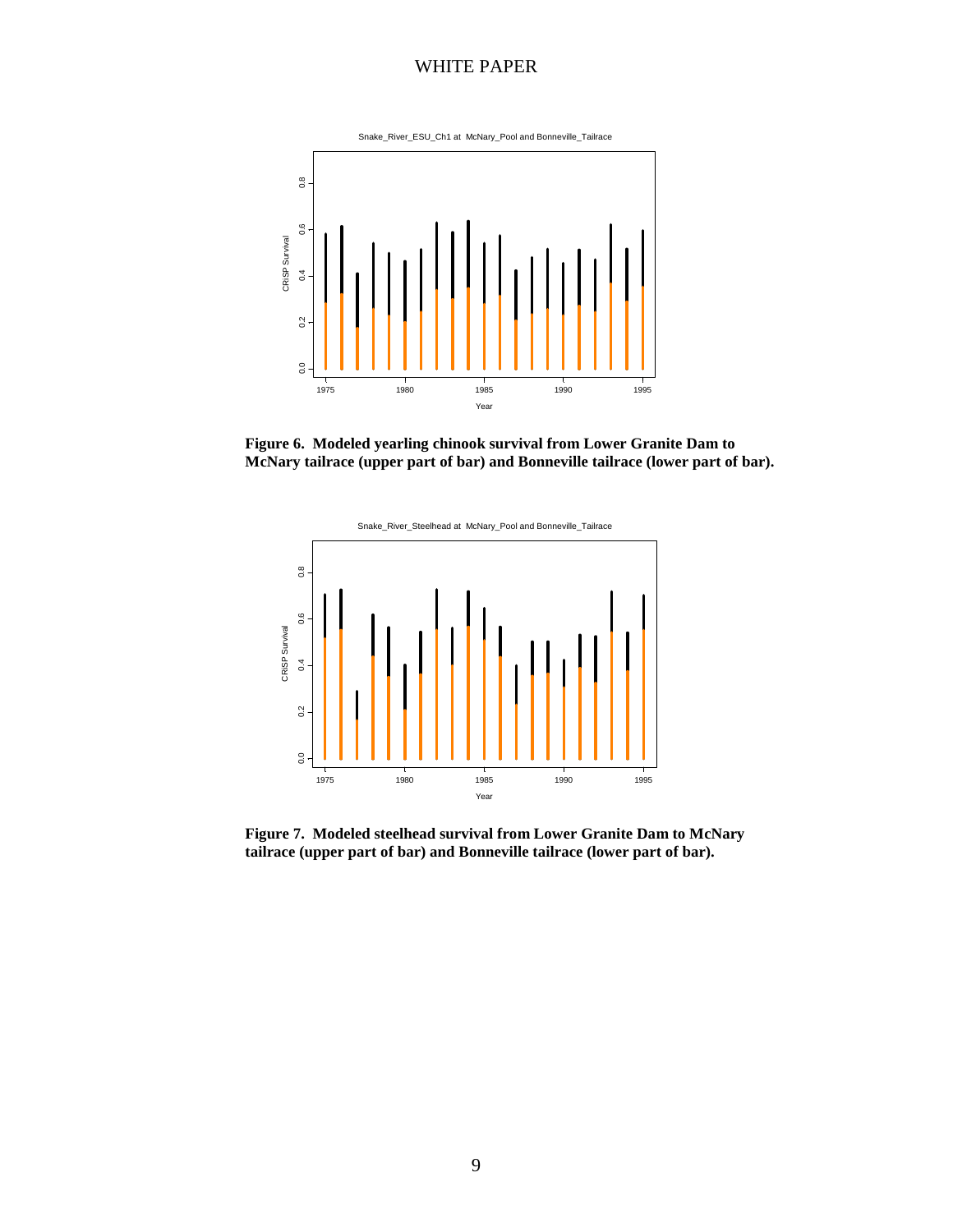**Figure 6. Modeled yearling chinook survival from Lower Granite Dam to McNary tailrace (upper part of bar) and Bonneville tailrace (lower part of bar).**

**Figure 7. Modeled steelhead survival from Lower Granite Dam to McNary tailrace (upper part of bar) and Bonneville tailrace (lower part of bar).**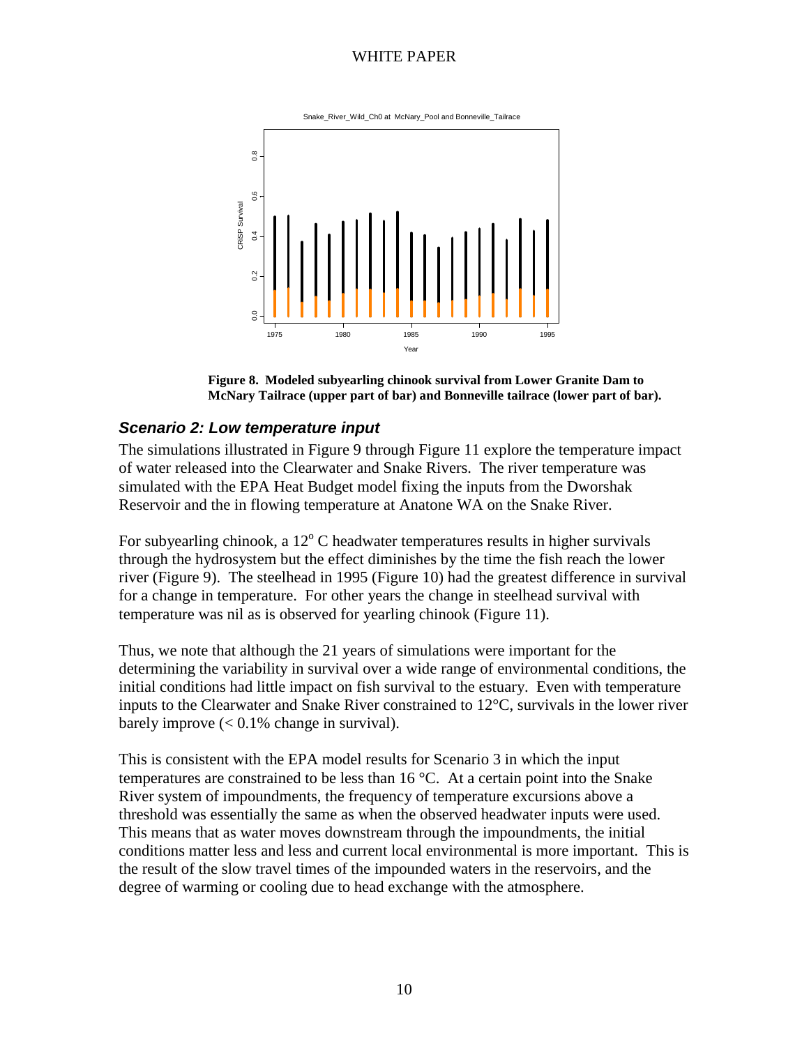Figure 8. Modeled subyearling chinook survival from Lower Granite Dam to McNary Tailrace (upper part of bar) and Bonneville tailrace (lower part of bar).

### *Scenario 2: Low temperature input*

The simulations illustrated in Figure 9 through Figure 11 explore the temperature impact of water released into the Clearwater and Snake Rivers. The river temperature was simulated with the EPA Heat Budget model fixing the inputs from the Dworshak Reservoir and the in flowing temperature at Anatone WA on the Snake River.

For subyearling chinook, a 12$^{o}$ C headwater temperatures results in higher survivals through the hydrosystem but the effect diminishes by the time the fish reach the lower river (Figure 9). The steelhead in 1995 (Figure 10) had the greatest difference in survival for a change in temperature. For other years the change in steelhead survival with temperature was nil as is observed for yearling chinook (Figure 11).

Thus, we note that although the 21 years of simulations were important for the determining the variability in survival over a wide range of environmental conditions, the initial conditions had little impact on fish survival to the estuary. Even with temperature inputs to the Clearwater and Snake River constrained to 12°C, survivals in the lower river barely improve (< 0.1% change in survival).

This is consistent with the EPA model results for Scenario 3 in which the input temperatures are constrained to be less than 16 °C. At a certain point into the Snake River system of impoundments, the frequency of temperature excursions above a threshold was essentially the same as when the observed headwater inputs were used. This means that as water moves downstream through the impoundments, the initial conditions matter less and less and current local environmental is more important. This is the result of the slow travel times of the impounded waters in the reservoirs, and the degree of warming or cooling due to head exchange with the atmosphere.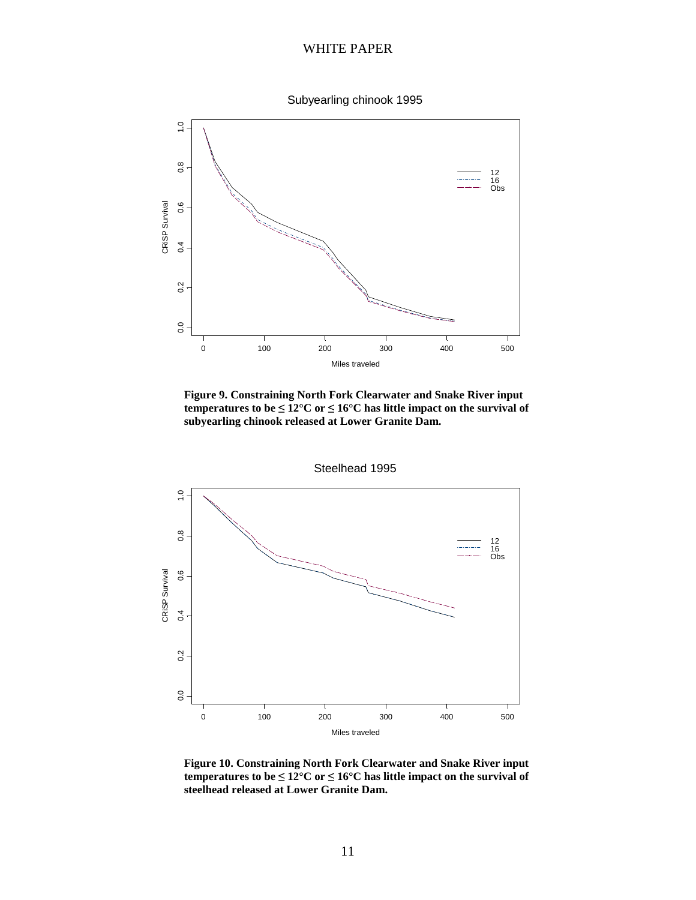**Figure 9. Constraining North Fork Clearwater and Snake River input temperatures to be ≤ 12°C or ≤ 16°C has little impact on the survival of subyearling chinook released at Lower Granite Dam.**

**Figure 10. Constraining North Fork Clearwater and Snake River input temperatures to be ≤ 12°C or ≤ 16°C has little impact on the survival of steelhead released at Lower Granite Dam.**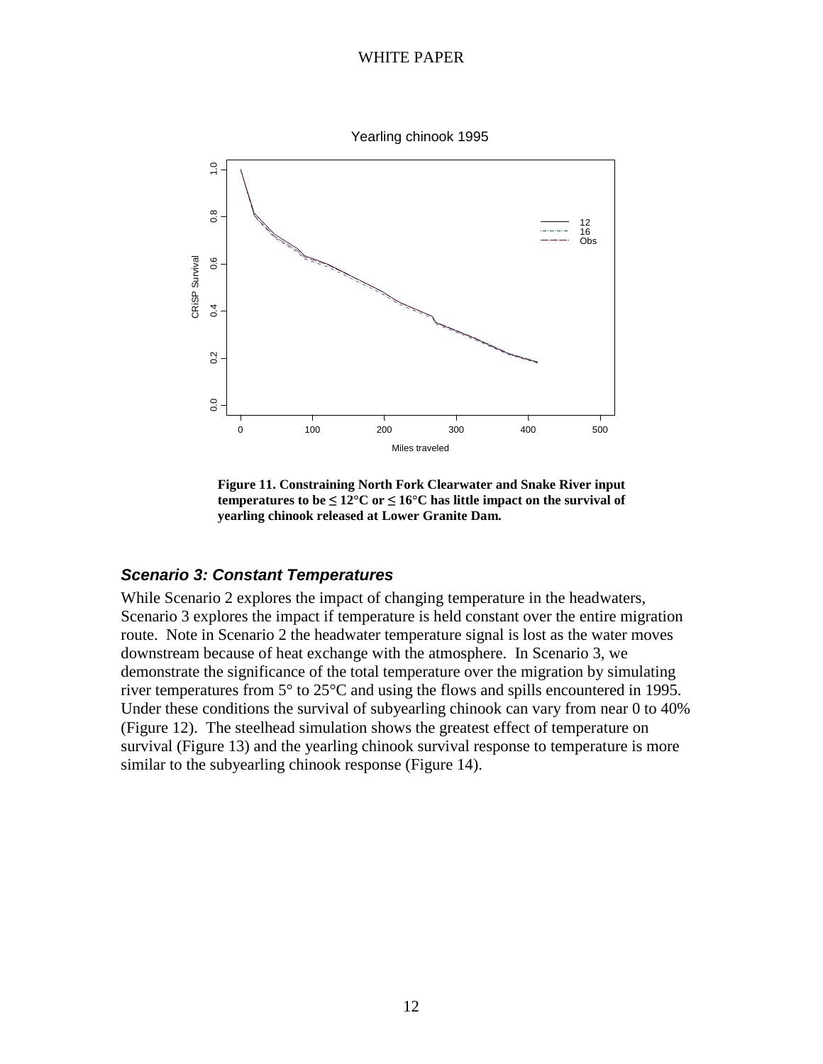Figure 11. Constraining North Fork Clearwater and Snake River input temperatures to be ≤ 12°C or ≤ 16°C has little impact on the survival of yearling chinook released at Lower Granite Dam.

### *Scenario 3: Constant Temperatures*

While Scenario 2 explores the impact of changing temperature in the headwaters, Scenario 3 explores the impact if temperature is held constant over the entire migration route. Note in Scenario 2 the headwater temperature signal is lost as the water moves downstream because of heat exchange with the atmosphere. In Scenario 3, we demonstrate the significance of the total temperature over the migration by simulating river temperatures from 5° to 25°C and using the flows and spills encountered in 1995. Under these conditions the survival of subyearling chinook can vary from near 0 to 40% (Figure 12). The steelhead simulation shows the greatest effect of temperature on survival (Figure 13) and the yearling chinook survival response to temperature is more similar to the subyearling chinook response (Figure 14).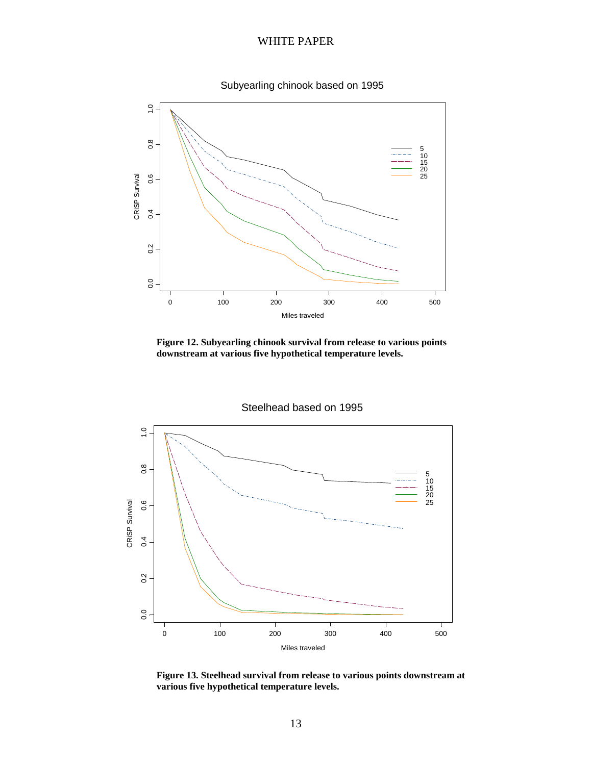Figure 12. Subyearling chinook survival from release to various points downstream at various five hypothetical temperature levels.

Figure 13. Steelhead survival from release to various points downstream at various five hypothetical temperature levels.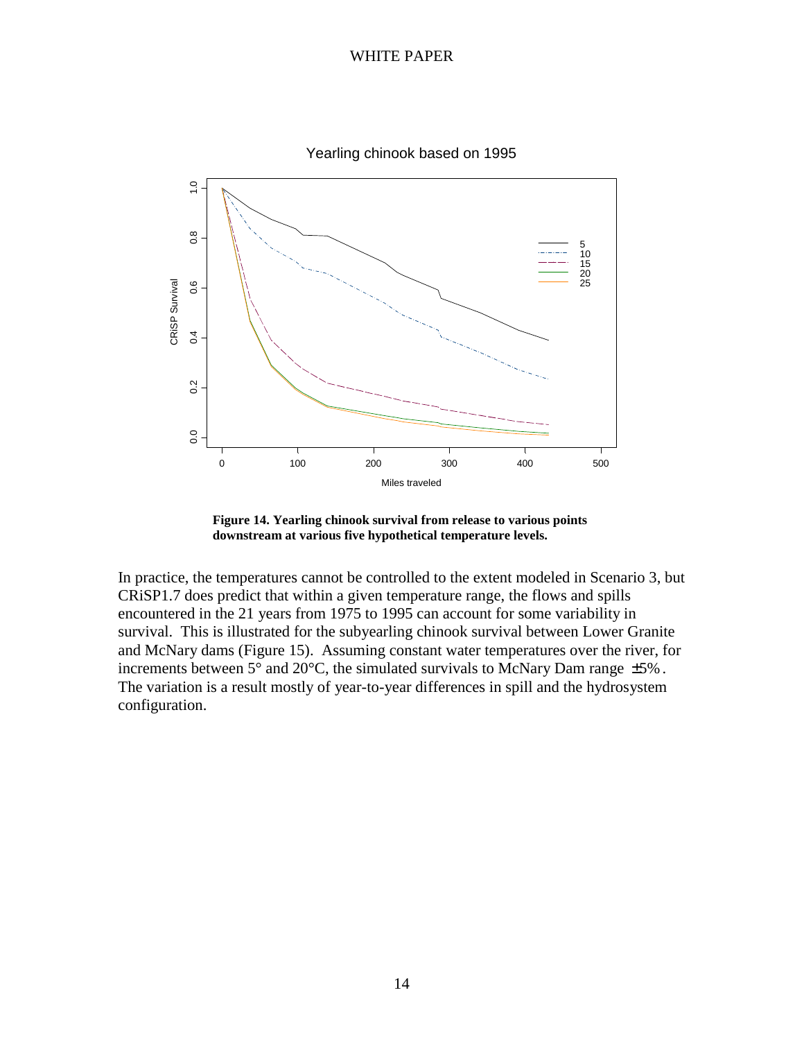**Figure 14. Yearling chinook survival from release to various points downstream at various five hypothetical temperature levels.**

In practice, the temperatures cannot be controlled to the extent modeled in Scenario 3, but CRiSP1.7 does predict that within a given temperature range, the flows and spills encountered in the 21 years from 1975 to 1995 can account for some variability in survival. This is illustrated for the subyearling chinook survival between Lower Granite and McNary dams (Figure 15). Assuming constant water temperatures over the river, for increments between 5° and 20°C, the simulated survivals to McNary Dam range $\pm 5\%$. The variation is a result mostly of year-to-year differences in spill and the hydrosystem configuration.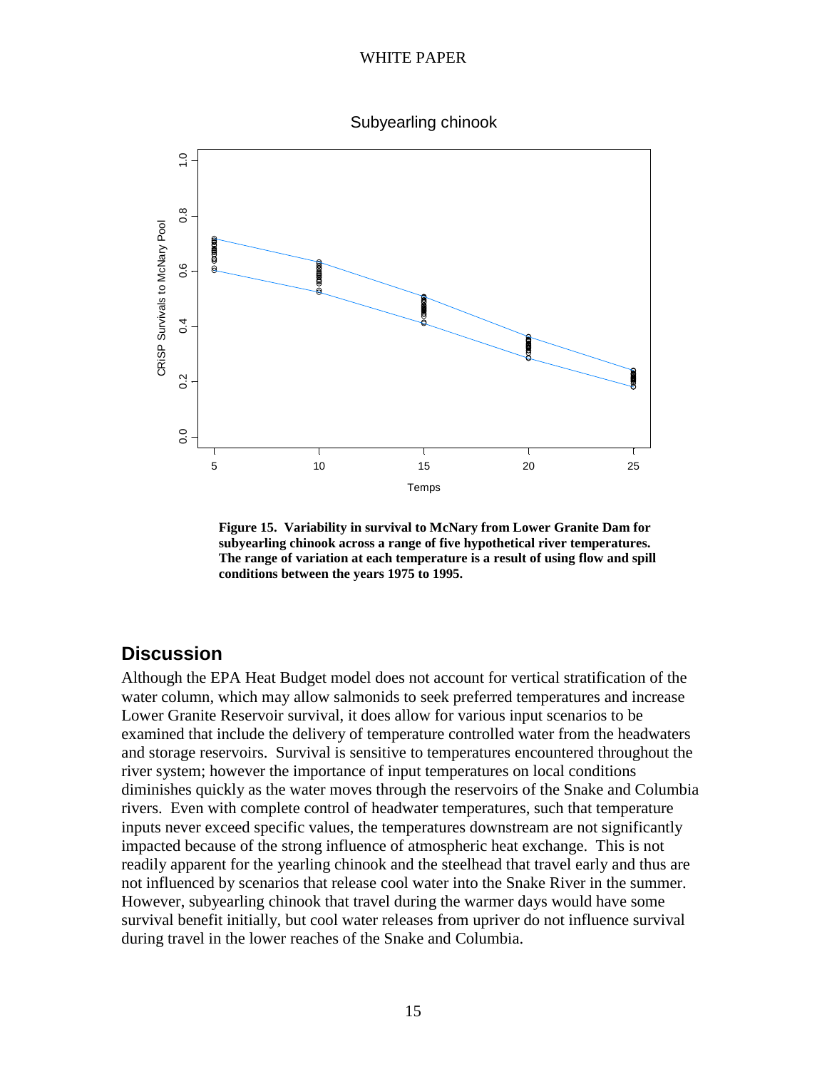**Figure 15. Variability in survival to McNary from Lower Granite Dam for subyearling chinook across a range of five hypothetical river temperatures. The range of variation at each temperature is a result of using flow and spill conditions between the years 1975 to 1995.**

## Discussion

Although the EPA Heat Budget model does not account for vertical stratification of the water column, which may allow salmonids to seek preferred temperatures and increase Lower Granite Reservoir survival, it does allow for various input scenarios to be examined that include the delivery of temperature controlled water from the headwaters and storage reservoirs. Survival is sensitive to temperatures encountered throughout the river system; however the importance of input temperatures on local conditions diminishes quickly as the water moves through the reservoirs of the Snake and Columbia rivers. Even with complete control of headwater temperatures, such that temperature inputs never exceed specific values, the temperatures downstream are not significantly impacted because of the strong influence of atmospheric heat exchange. This is not readily apparent for the yearling chinook and the steelhead that travel early and thus are not influenced by scenarios that release cool water into the Snake River in the summer. However, subyearling chinook that travel during the warmer days would have some survival benefit initially, but cool water releases from upriver do not influence survival during travel in the lower reaches of the Snake and Columbia.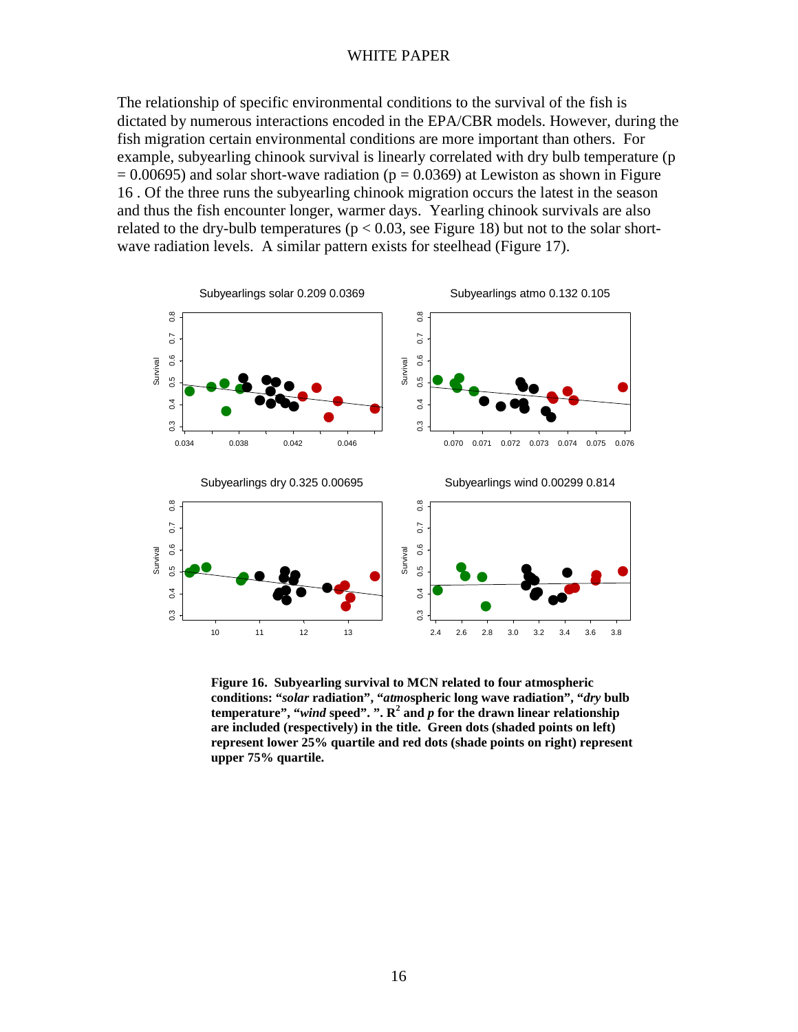The relationship of specific environmental conditions to the survival of the fish is dictated by numerous interactions encoded in the EPA/CBR models. However, during the fish migration certain environmental conditions are more important than others. For example, subyearling chinook survival is linearly correlated with dry bulb temperature ($p = 0.00695$) and solar short-wave radiation ($p = 0.0369$) at Lewiston as shown in Figure 16 . Of the three runs the subyearling chinook migration occurs the latest in the season and thus the fish encounter longer, warmer days. Yearling chinook survivals are also related to the dry-bulb temperatures ($p < 0.03$, see Figure 18) but not to the solar short-wave radiation levels. A similar pattern exists for steelhead (Figure 17).

**Figure 16. Subyearling survival to MCN related to four atmospheric conditions: "*solar* radiation", "*atmo*spheric long wave radiation", "*dry* bulb temperature", "*wind* speed". ". $R^2$ and *p* for the drawn linear relationship are included (respectively) in the title. Green dots (shaded points on left) represent lower 25% quartile and red dots (shade points on right) represent upper 75% quartile.**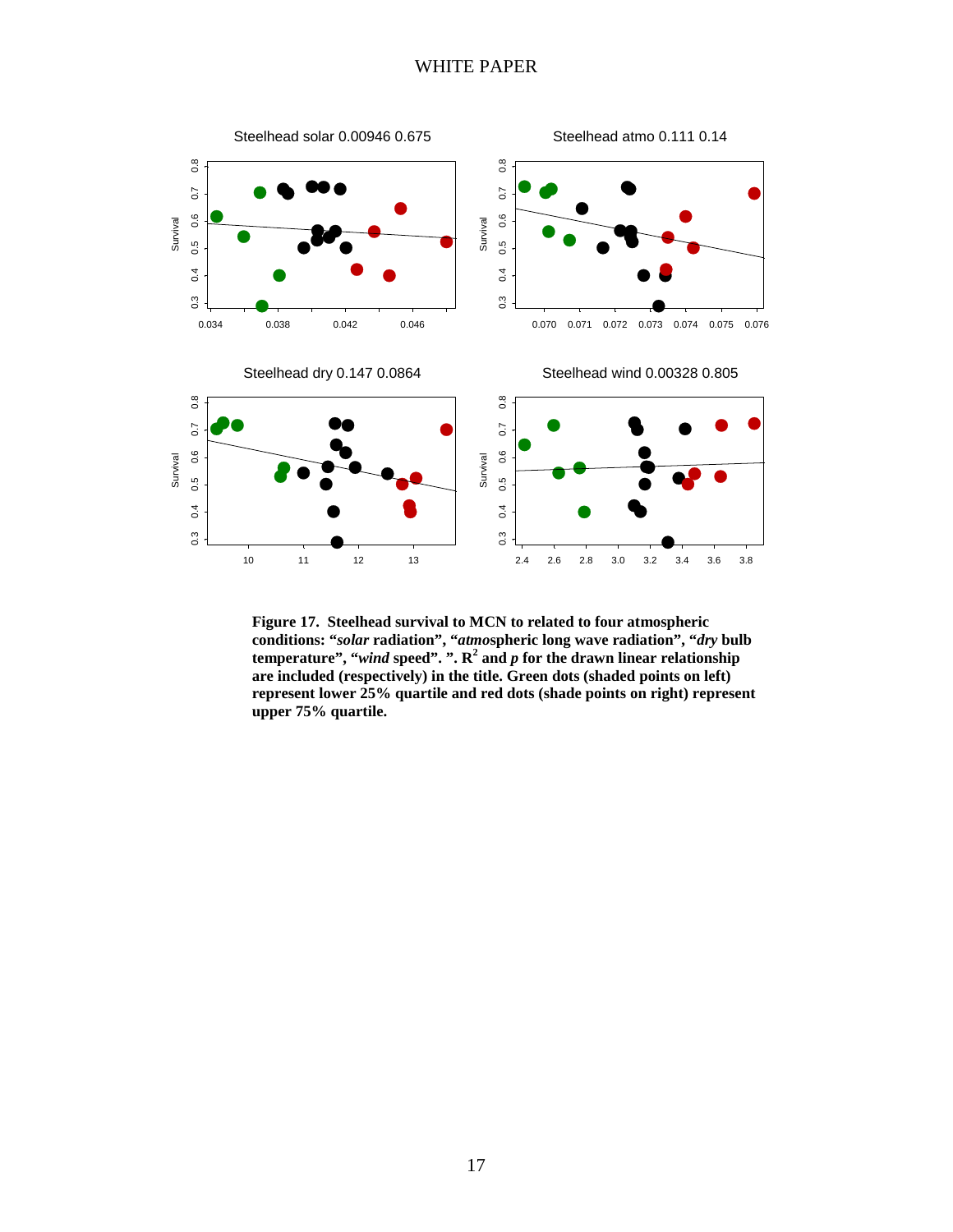Steelhead solar 0.00946 0.675

Steelhead atmo 0.111 0.14

Steelhead dry 0.147 0.0864

Steelhead wind 0.00328 0.805

**Figure 17. Steelhead survival to MCN to related to four atmospheric conditions: "*solar* radiation", "*atmo*spheric long wave radiation", "*dry* bulb temperature", "*wind* speed". ". $R^2$ and *p* for the drawn linear relationship are included (respectively) in the title. Green dots (shaded points on left) represent lower 25% quartile and red dots (shade points on right) represent upper 75% quartile.**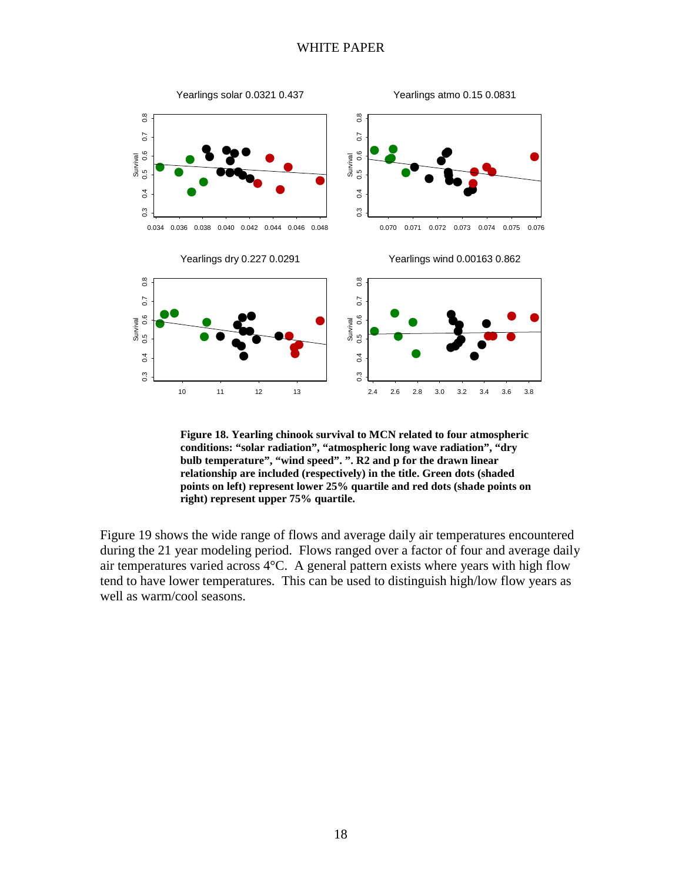**Figure 18. Yearling chinook survival to MCN related to four atmospheric conditions: "solar radiation", "atmospheric long wave radiation", "dry bulb temperature", "wind speed". ". R2 and p for the drawn linear relationship are included (respectively) in the title. Green dots (shaded points on left) represent lower 25% quartile and red dots (shade points on right) represent upper 75% quartile.**

Figure 19 shows the wide range of flows and average daily air temperatures encountered during the 21 year modeling period. Flows ranged over a factor of four and average daily air temperatures varied across 4°C. A general pattern exists where years with high flow tend to have lower temperatures. This can be used to distinguish high/low flow years as well as warm/cool seasons.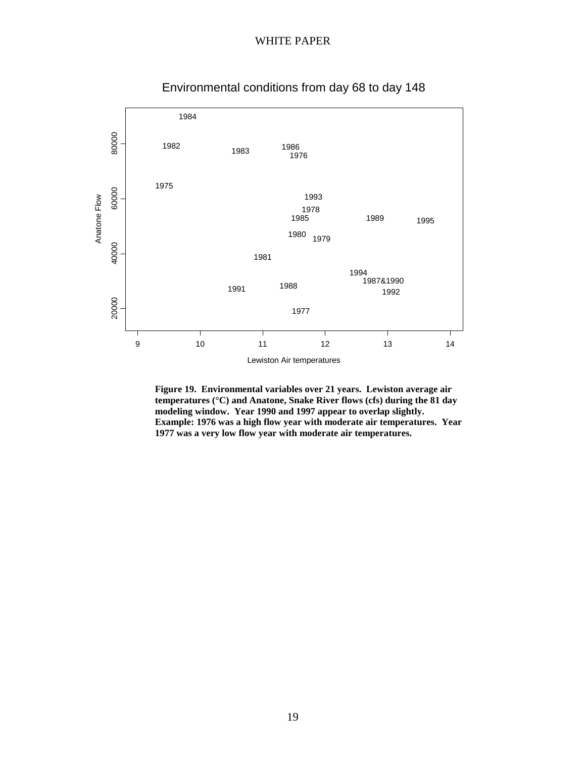Environmental conditions from day 68 to day 148

**Figure 19. Environmental variables over 21 years. Lewiston average air temperatures (°C) and Anatone, Snake River flows (cfs) during the 81 day modeling window. Year 1990 and 1997 appear to overlap slightly. Example: 1976 was a high flow year with moderate air temperatures. Year 1977 was a very low flow year with moderate air temperatures.**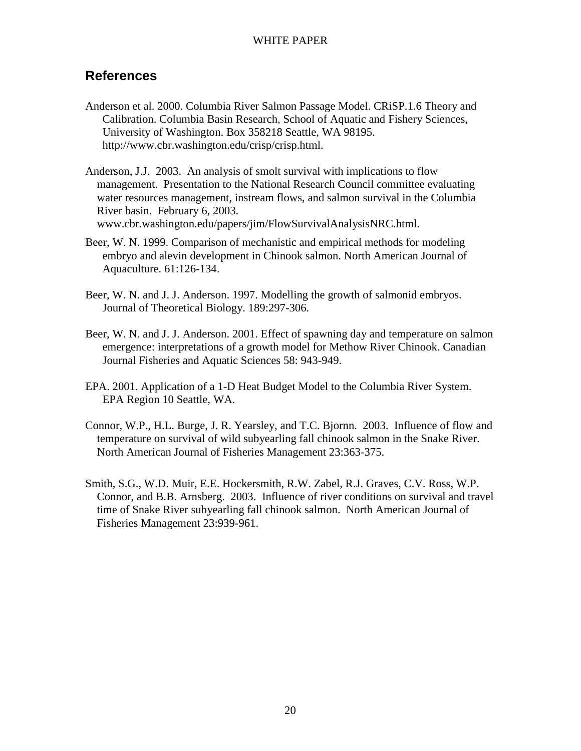## References

Anderson et al. 2000. Columbia River Salmon Passage Model. CRiSP.1.6 Theory and Calibration. Columbia Basin Research, School of Aquatic and Fishery Sciences, University of Washington. Box 358218 Seattle, WA 98195. http://www.cbr.washington.edu/crisp/crisp.html.

Anderson, J.J. 2003. An analysis of smolt survival with implications to flow management. Presentation to the National Research Council committee evaluating water resources management, instream flows, and salmon survival in the Columbia River basin. February 6, 2003. www.cbr.washington.edu/papers/jim/FlowSurvivalAnalysisNRC.html.

Beer, W. N. 1999. Comparison of mechanistic and empirical methods for modeling embryo and alevin development in Chinook salmon. North American Journal of Aquaculture. 61:126-134.

Beer, W. N. and J. J. Anderson. 1997. Modelling the growth of salmonid embryos. Journal of Theoretical Biology. 189:297-306.

Beer, W. N. and J. J. Anderson. 2001. Effect of spawning day and temperature on salmon emergence: interpretations of a growth model for Methow River Chinook. Canadian Journal Fisheries and Aquatic Sciences 58: 943-949.

EPA. 2001. Application of a 1-D Heat Budget Model to the Columbia River System. EPA Region 10 Seattle, WA.

Connor, W.P., H.L. Burge, J. R. Yearsley, and T.C. Bjornn. 2003. Influence of flow and temperature on survival of wild subyearling fall chinook salmon in the Snake River. North American Journal of Fisheries Management 23:363-375.

Smith, S.G., W.D. Muir, E.E. Hockersmith, R.W. Zabel, R.J. Graves, C.V. Ross, W.P. Connor, and B.B. Arnsberg. 2003. Influence of river conditions on survival and travel time of Snake River subyearling fall chinook salmon. North American Journal of Fisheries Management 23:939-961.